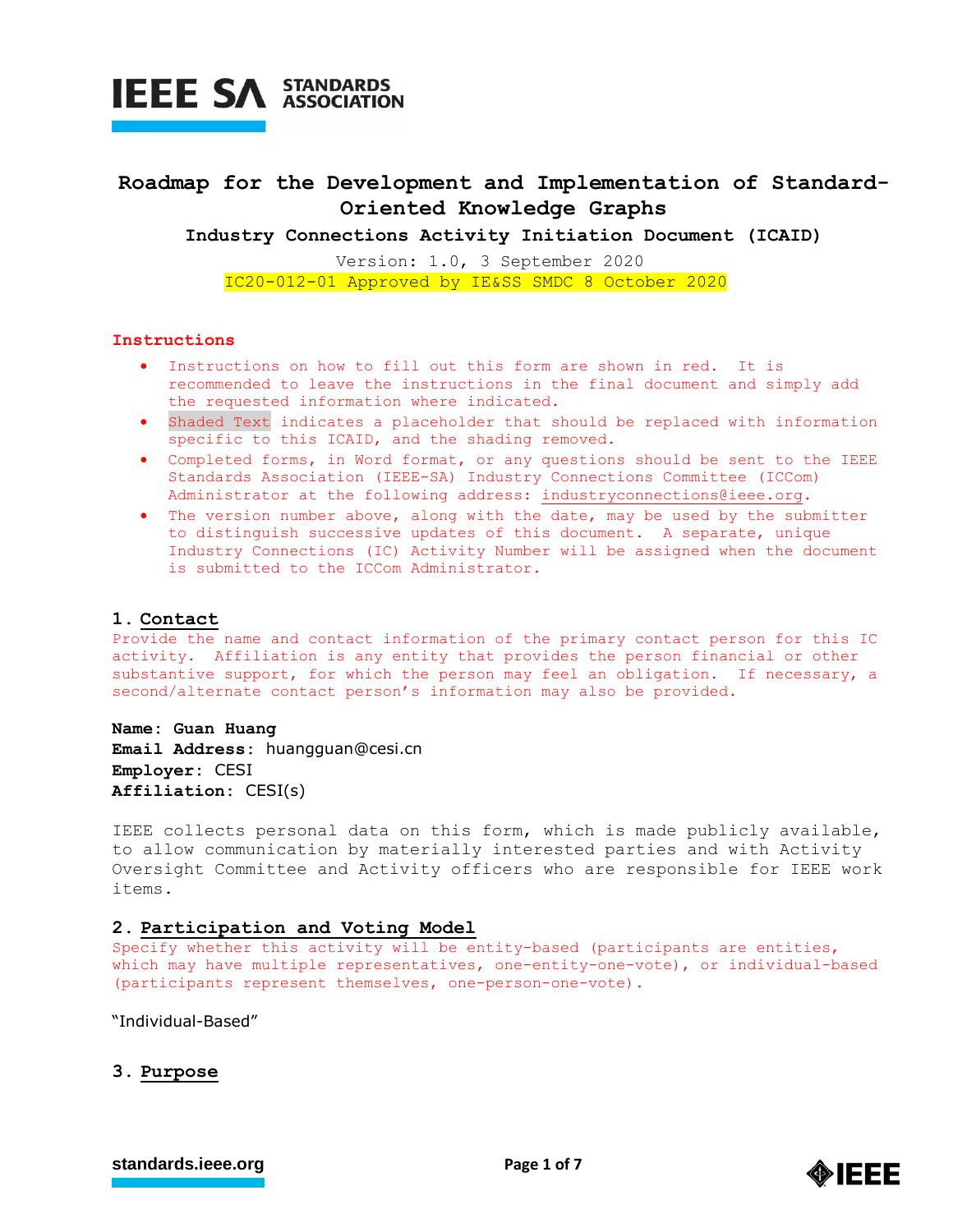# Roadmap for the Development and Implementation of Standard-Oriented Knowledge Graphs

**Industry Connections Activity Initiation Document (ICAID)**

Version: 1.0, 3 September 2020

IC20-012-01 Approved by IE&SS SMDC 8 October 2020

**Instructions**

- Instructions on how to fill out this form are shown in red. It is recommended to leave the instructions in the final document and simply add the requested information where indicated.
- Shaded Text indicates a placeholder that should be replaced with information specific to this ICAID, and the shading removed.
- Completed forms, in Word format, or any questions should be sent to the IEEE Standards Association (IEEE-SA) Industry Connections Committee (ICCom) Administrator at the following address: industryconnections@ieee.org.
- The version number above, along with the date, may be used by the submitter to distinguish successive updates of this document. A separate, unique Industry Connections (IC) Activity Number will be assigned when the document is submitted to the ICCom Administrator.

## 1. Contact

Provide the name and contact information of the primary contact person for this IC activity. Affiliation is any entity that provides the person financial or other substantive support, for which the person may feel an obligation. If necessary, a second/alternate contact person's information may also be provided.

**Name: Guan Huang**
**Email Address:** huangguan@cesi.cn
**Employer:** CESI
**Affiliation:** CESI(s)

IEEE collects personal data on this form, which is made publicly available, to allow communication by materially interested parties and with Activity Oversight Committee and Activity officers who are responsible for IEEE work items.

## 2. Participation and Voting Model

Specify whether this activity will be entity-based (participants are entities, which may have multiple representatives, one-entity-one-vote), or individual-based (participants represent themselves, one-person-one-vote).

"Individual-Based"

## 3. Purpose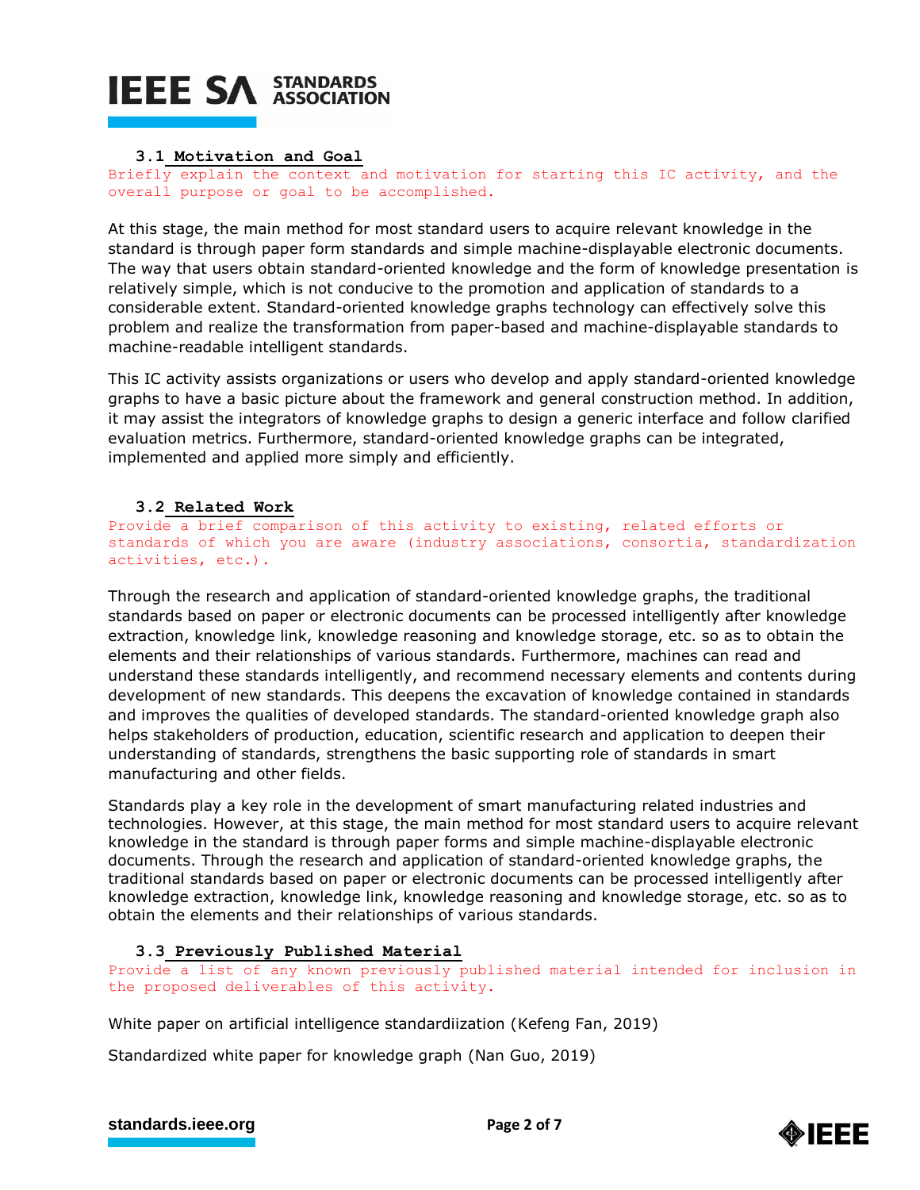### 3.1 Motivation and Goal

Briefly explain the context and motivation for starting this IC activity, and the overall purpose or goal to be accomplished.

At this stage, the main method for most standard users to acquire relevant knowledge in the standard is through paper form standards and simple machine-displayable electronic documents. The way that users obtain standard-oriented knowledge and the form of knowledge presentation is relatively simple, which is not conducive to the promotion and application of standards to a considerable extent. Standard-oriented knowledge graphs technology can effectively solve this problem and realize the transformation from paper-based and machine-displayable standards to machine-readable intelligent standards.

This IC activity assists organizations or users who develop and apply standard-oriented knowledge graphs to have a basic picture about the framework and general construction method. In addition, it may assist the integrators of knowledge graphs to design a generic interface and follow clarified evaluation metrics. Furthermore, standard-oriented knowledge graphs can be integrated, implemented and applied more simply and efficiently.

### 3.2 Related Work

Provide a brief comparison of this activity to existing, related efforts or standards of which you are aware (industry associations, consortia, standardization activities, etc.).

Through the research and application of standard-oriented knowledge graphs, the traditional standards based on paper or electronic documents can be processed intelligently after knowledge extraction, knowledge link, knowledge reasoning and knowledge storage, etc. so as to obtain the elements and their relationships of various standards. Furthermore, machines can read and understand these standards intelligently, and recommend necessary elements and contents during development of new standards. This deepens the excavation of knowledge contained in standards and improves the qualities of developed standards. The standard-oriented knowledge graph also helps stakeholders of production, education, scientific research and application to deepen their understanding of standards, strengthens the basic supporting role of standards in smart manufacturing and other fields.

Standards play a key role in the development of smart manufacturing related industries and technologies. However, at this stage, the main method for most standard users to acquire relevant knowledge in the standard is through paper forms and simple machine-displayable electronic documents. Through the research and application of standard-oriented knowledge graphs, the traditional standards based on paper or electronic documents can be processed intelligently after knowledge extraction, knowledge link, knowledge reasoning and knowledge storage, etc. so as to obtain the elements and their relationships of various standards.

### 3.3 Previously Published Material

Provide a list of any known previously published material intended for inclusion in the proposed deliverables of this activity.

White paper on artificial intelligence standardiization (Kefeng Fan, 2019)

Standardized white paper for knowledge graph (Nan Guo, 2019)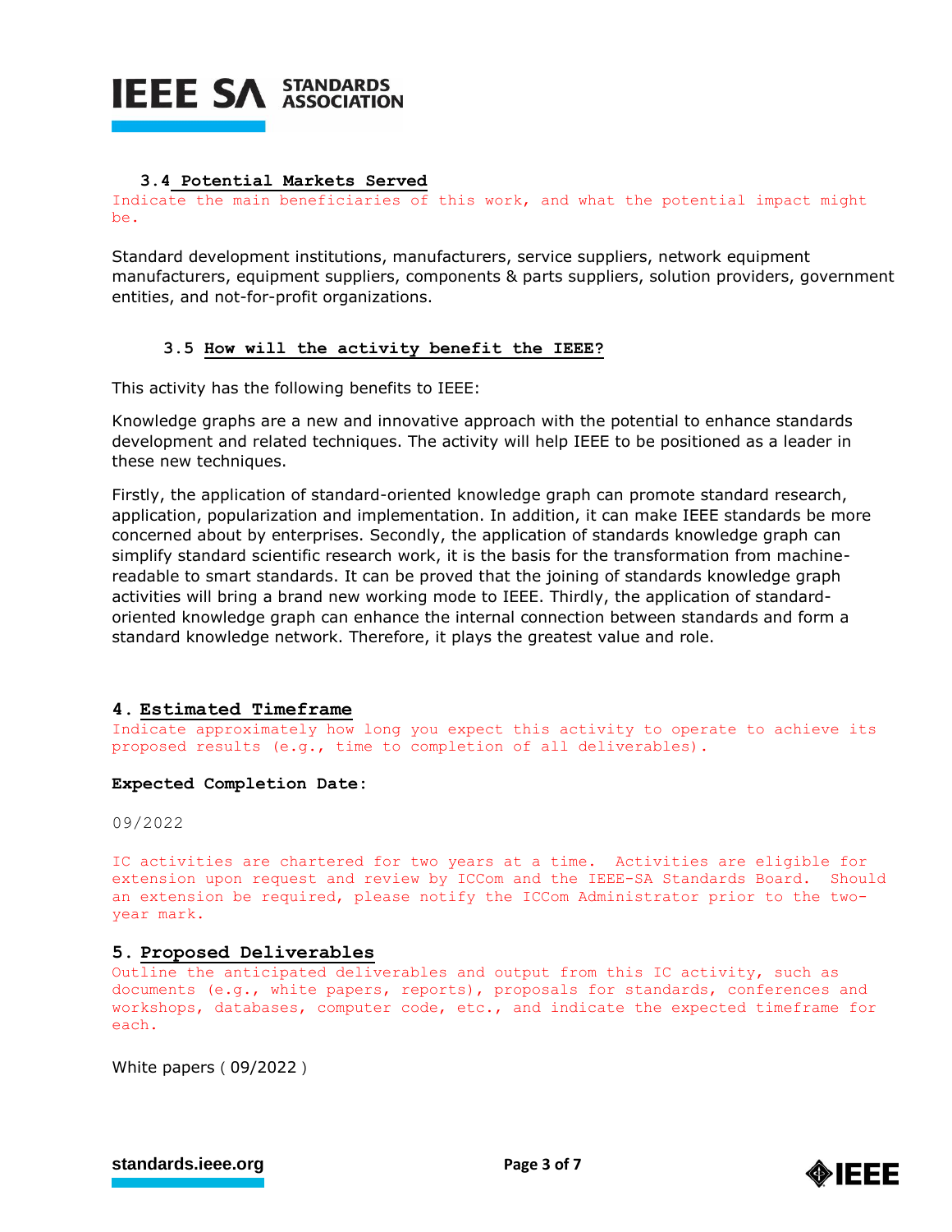### 3.4 Potential Markets Served

Indicate the main beneficiaries of this work, and what the potential impact might be.

Standard development institutions, manufacturers, service suppliers, network equipment manufacturers, equipment suppliers, components & parts suppliers, solution providers, government entities, and not-for-profit organizations.

### 3.5 How will the activity benefit the IEEE?

This activity has the following benefits to IEEE:

Knowledge graphs are a new and innovative approach with the potential to enhance standards development and related techniques. The activity will help IEEE to be positioned as a leader in these new techniques.

Firstly, the application of standard-oriented knowledge graph can promote standard research, application, popularization and implementation. In addition, it can make IEEE standards be more concerned about by enterprises. Secondly, the application of standards knowledge graph can simplify standard scientific research work, it is the basis for the transformation from machine-readable to smart standards. It can be proved that the joining of standards knowledge graph activities will bring a brand new working mode to IEEE. Thirdly, the application of standard-oriented knowledge graph can enhance the internal connection between standards and form a standard knowledge network. Therefore, it plays the greatest value and role.

## 4. Estimated Timeframe

Indicate approximately how long you expect this activity to operate to achieve its proposed results (e.g., time to completion of all deliverables).

**Expected Completion Date:**

09/2022

IC activities are chartered for two years at a time. Activities are eligible for extension upon request and review by ICCom and the IEEE-SA Standards Board. Should an extension be required, please notify the ICCom Administrator prior to the two-year mark.

## 5. Proposed Deliverables

Outline the anticipated deliverables and output from this IC activity, such as documents (e.g., white papers, reports), proposals for standards, conferences and workshops, databases, computer code, etc., and indicate the expected timeframe for each.

White papers ( 09/2022 )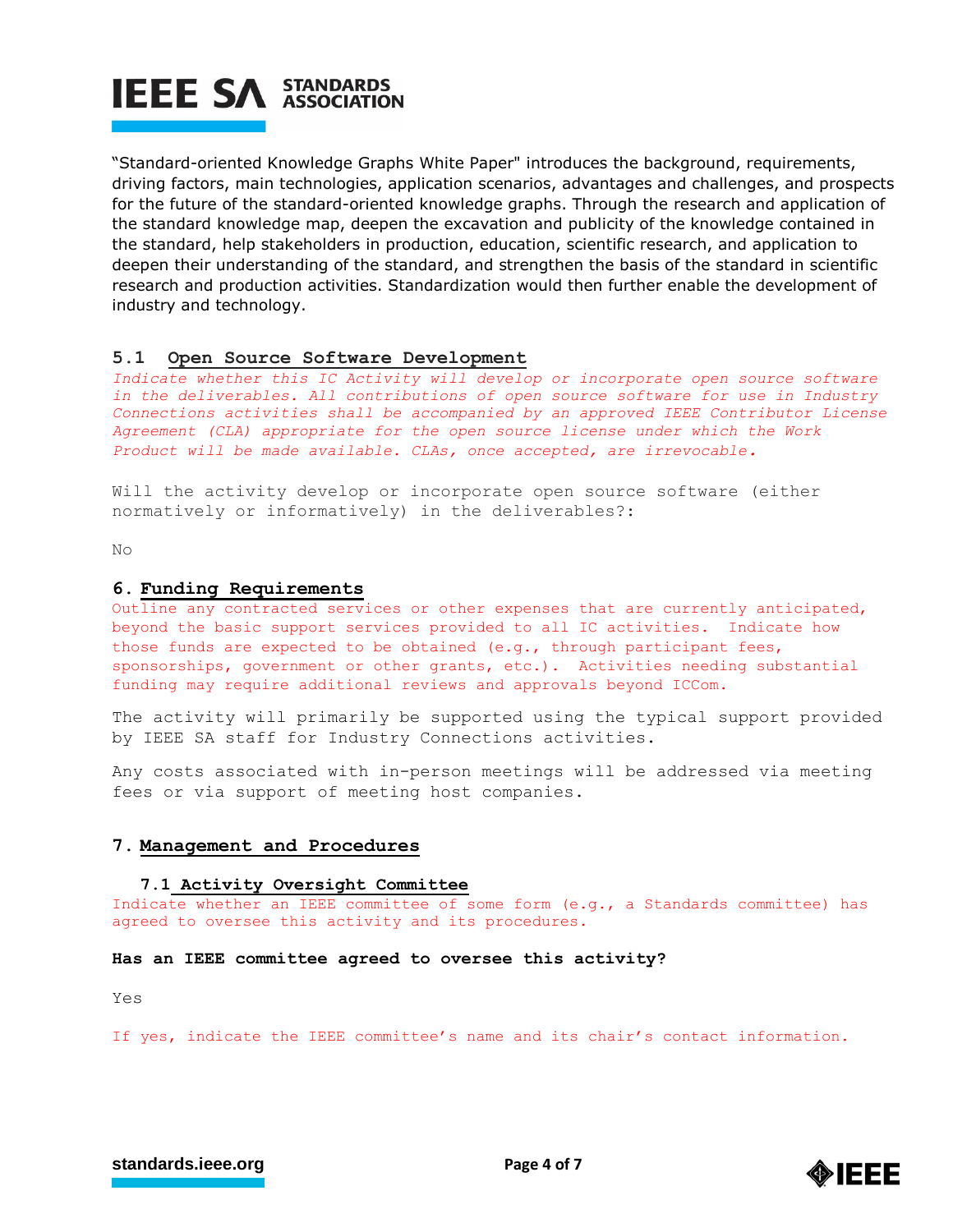"Standard-oriented Knowledge Graphs White Paper" introduces the background, requirements, driving factors, main technologies, application scenarios, advantages and challenges, and prospects for the future of the standard-oriented knowledge graphs. Through the research and application of the standard knowledge map, deepen the excavation and publicity of the knowledge contained in the standard, help stakeholders in production, education, scientific research, and application to deepen their understanding of the standard, and strengthen the basis of the standard in scientific research and production activities. Standardization would then further enable the development of industry and technology.

### 5.1 Open Source Software Development

*Indicate whether this IC Activity will develop or incorporate open source software in the deliverables. All contributions of open source software for use in Industry Connections activities shall be accompanied by an approved IEEE Contributor License Agreement (CLA) appropriate for the open source license under which the Work Product will be made available. CLAs, once accepted, are irrevocable.*

Will the activity develop or incorporate open source software (either normatively or informatively) in the deliverables?:

No

## 6. Funding Requirements

Outline any contracted services or other expenses that are currently anticipated, beyond the basic support services provided to all IC activities. Indicate how those funds are expected to be obtained (e.g., through participant fees, sponsorships, government or other grants, etc.). Activities needing substantial funding may require additional reviews and approvals beyond ICCom.

The activity will primarily be supported using the typical support provided by IEEE SA staff for Industry Connections activities.

Any costs associated with in-person meetings will be addressed via meeting fees or via support of meeting host companies.

## 7. Management and Procedures

### 7.1 Activity Oversight Committee

Indicate whether an IEEE committee of some form (e.g., a Standards committee) has agreed to oversee this activity and its procedures.

**Has an IEEE committee agreed to oversee this activity?**

Yes

If yes, indicate the IEEE committee's name and its chair's contact information.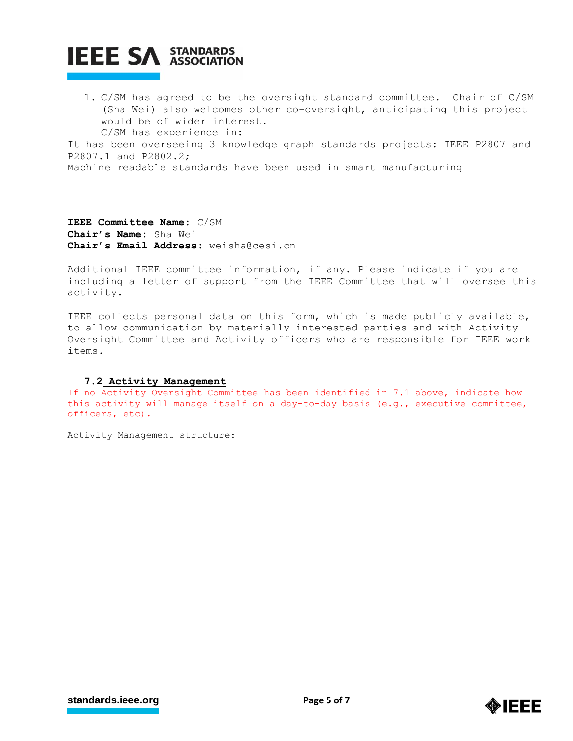1. C/SM has agreed to be the oversight standard committee. Chair of C/SM (Sha Wei) also welcomes other co-oversight, anticipating this project would be of wider interest.
   C/SM has experience in:

It has been overseeing 3 knowledge graph standards projects: IEEE P2807 and P2807.1 and P2802.2;
Machine readable standards have been used in smart manufacturing

**IEEE Committee Name:** C/SM
**Chair's Name:** Sha Wei
**Chair's Email Address:** weisha@cesi.cn

Additional IEEE committee information, if any. Please indicate if you are including a letter of support from the IEEE Committee that will oversee this activity.

IEEE collects personal data on this form, which is made publicly available, to allow communication by materially interested parties and with Activity Oversight Committee and Activity officers who are responsible for IEEE work items.

### 7.2 Activity Management

If no Activity Oversight Committee has been identified in 7.1 above, indicate how this activity will manage itself on a day-to-day basis (e.g., executive committee, officers, etc).

Activity Management structure: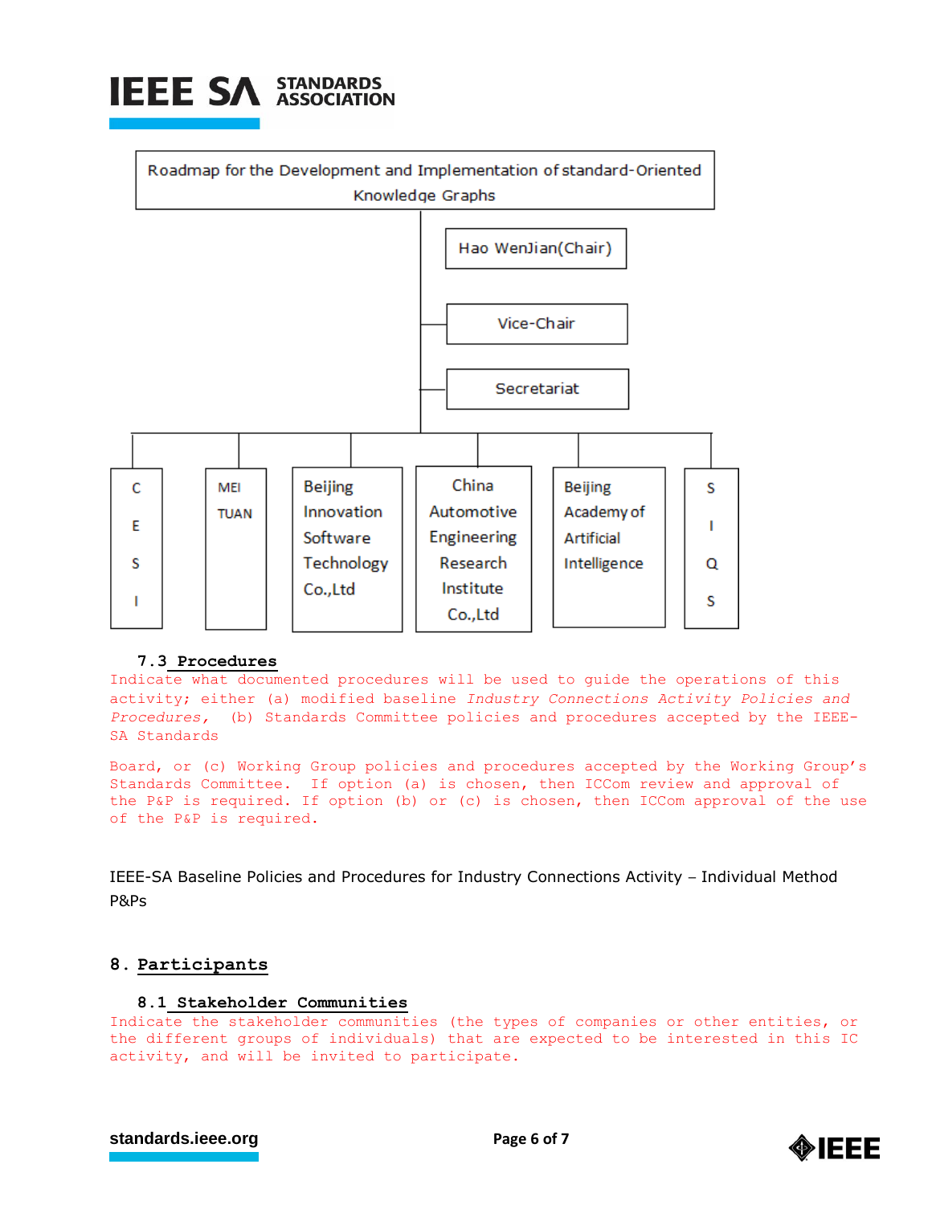Roadmap for the Development and Implementation of standard-Oriented Knowledge Graphs

- Hao WenJian(Chair)
- Vice-Chair
- Secretariat

CESI | MEI TUAN | Beijing Innovation Software Technology Co.,Ltd | China Automotive Engineering Research Institute Co.,Ltd | Beijing Academy of Artificial Intelligence | SIQS

### 7.3 Procedures

Indicate what documented procedures will be used to guide the operations of this activity; either (a) modified baseline *Industry Connections Activity Policies and Procedures*, (b) Standards Committee policies and procedures accepted by the IEEE-SA Standards

Board, or (c) Working Group policies and procedures accepted by the Working Group's Standards Committee. If option (a) is chosen, then ICCom review and approval of the P&P is required. If option (b) or (c) is chosen, then ICCom approval of the use of the P&P is required.

IEEE-SA Baseline Policies and Procedures for Industry Connections Activity – Individual Method P&Ps

## 8. Participants

### 8.1 Stakeholder Communities

Indicate the stakeholder communities (the types of companies or other entities, or the different groups of individuals) that are expected to be interested in this IC activity, and will be invited to participate.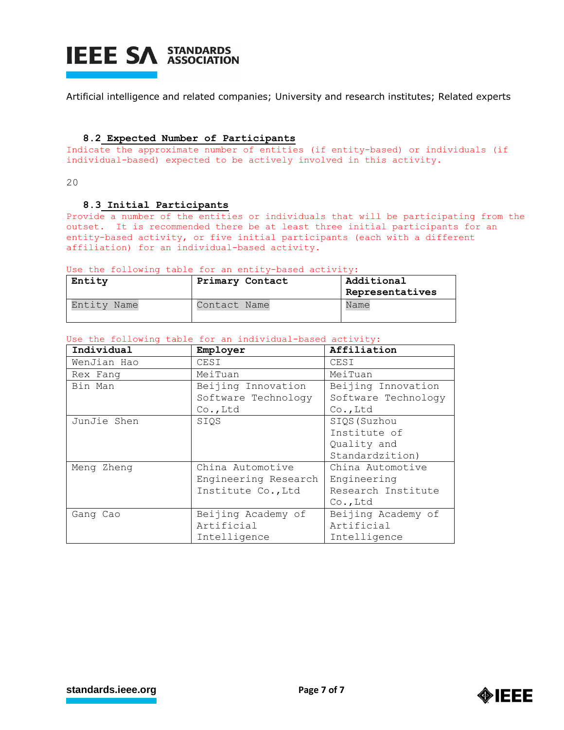Artificial intelligence and related companies; University and research institutes; Related experts

### 8.2 Expected Number of Participants

Indicate the approximate number of entities (if entity-based) or individuals (if individual-based) expected to be actively involved in this activity.

20

### 8.3 Initial Participants

Provide a number of the entities or individuals that will be participating from the outset. It is recommended there be at least three initial participants for an entity-based activity, or five initial participants (each with a different affiliation) for an individual-based activity.

Use the following table for an entity-based activity:

| Entity | Primary Contact | Additional Representatives |
|---|---|---|
| Entity Name | Contact Name | Name |

Use the following table for an individual-based activity:

| Individual | Employer | Affiliation |
|---|---|---|
| WenJian Hao | CESI | CESI |
| Rex Fang | MeiTuan | MeiTuan |
| Bin Man | Beijing Innovation Software Technology Co.,Ltd | Beijing Innovation Software Technology Co.,Ltd |
| JunJie Shen | SIQS | SIQS(Suzhou Institute of Quality and Standardzition) |
| Meng Zheng | China Automotive Engineering Research Institute Co.,Ltd | China Automotive Engineering Research Institute Co.,Ltd |
| Gang Cao | Beijing Academy of Artificial Intelligence | Beijing Academy of Artificial Intelligence |